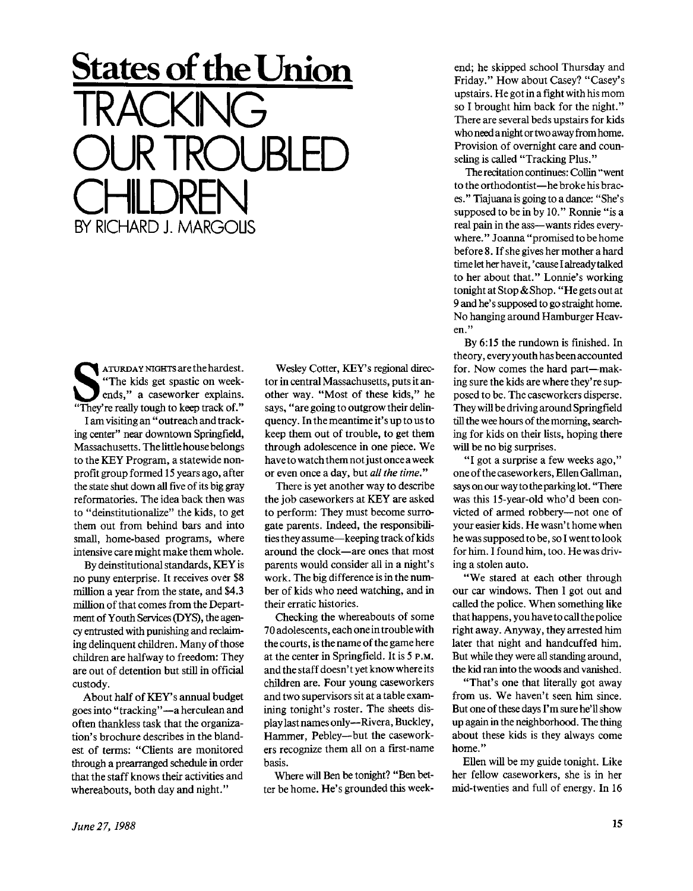# States of the Union

# TRACKING OUR TROUBLED CHILDREN

BY RICHARD J. MARGOLIS

SATURDAY NIGHTS are the hardest. "The kids get spastic on weekends," a caseworker explains. "They're really tough to keep track of."

I am visiting an "outreach and tracking center" near downtown Springfield, Massachusetts. The little house belongs to the KEY Program, a statewide nonprofit group formed 15 years ago, after the state shut down all five of its big gray reformatories. The idea back then was to "deinstitutionalize" the kids, to get them out from behind bars and into small, home-based programs, where intensive care might make them whole.

By deinstitutional standards, KEY is no puny enterprise. It receives over $8 million a year from the state, and $4.3 million of that comes from the Department of Youth Services (DYS), the agency entrusted with punishing and reclaiming delinquent children. Many of those children are halfway to freedom: They are out of detention but still in official custody.

About half of KEY's annual budget goes into "tracking"—a herculean and often thankless task that the organization's brochure describes in the blandest of terms: "Clients are monitored through a prearranged schedule in order that the staff knows their activities and whereabouts, both day and night."

Wesley Cotter, KEY's regional director in central Massachusetts, puts it another way. "Most of these kids," he says, "are going to outgrow their delinquency. In the meantime it's up to us to keep them out of trouble, to get them through adolescence in one piece. We have to watch them not just once a week or even once a day, but *all the time*."

There is yet another way to describe the job caseworkers at KEY are asked to perform: They must become surrogate parents. Indeed, the responsibilities they assume—keeping track of kids around the clock—are ones that most parents would consider all in a night's work. The big difference is in the number of kids who need watching, and in their erratic histories.

Checking the whereabouts of some 70 adolescents, each one in trouble with the courts, is the name of the game here at the center in Springfield. It is 5 P.M. and the staff doesn't yet know where its children are. Four young caseworkers and two supervisors sit at a table examining tonight's roster. The sheets display last names only—Rivera, Buckley, Hammer, Pebley—but the caseworkers recognize them all on a first-name basis.

Where will Ben be tonight? "Ben better be home. He's grounded this weekend; he skipped school Thursday and Friday." How about Casey? "Casey's upstairs. He got in a fight with his mom so I brought him back for the night." There are several beds upstairs for kids who need a night or two away from home. Provision of overnight care and counseling is called "Tracking Plus."

The recitation continues: Collin "went to the orthodontist—he broke his braces." Tiajuana is going to a dance: "She's supposed to be in by 10." Ronnie "is a real pain in the ass—wants rides everywhere." Joanna "promised to be home before 8. If she gives her mother a hard time let her have it, 'cause I already talked to her about that." Lonnie's working tonight at Stop & Shop. "He gets out at 9 and he's supposed to go straight home. No hanging around Hamburger Heaven."

By 6:15 the rundown is finished. In theory, every youth has been accounted for. Now comes the hard part—making sure the kids are where they're supposed to be. The caseworkers disperse. They will be driving around Springfield till the wee hours of the morning, searching for kids on their lists, hoping there will be no big surprises.

"I got a surprise a few weeks ago," one of the caseworkers, Ellen Gallman, says on our way to the parking lot. "There was this 15-year-old who'd been convicted of armed robbery—not one of your easier kids. He wasn't home when he was supposed to be, so I went to look for him. I found him, too. He was driving a stolen auto.

"We stared at each other through our car windows. Then I got out and called the police. When something like that happens, you have to call the police right away. Anyway, they arrested him later that night and handcuffed him. But while they were all standing around, the kid ran into the woods and vanished.

"That's one that literally got away from us. We haven't seen him since. But one of these days I'm sure he'll show up again in the neighborhood. The thing about these kids is they always come home."

Ellen will be my guide tonight. Like her fellow caseworkers, she is in her mid-twenties and full of energy. In 16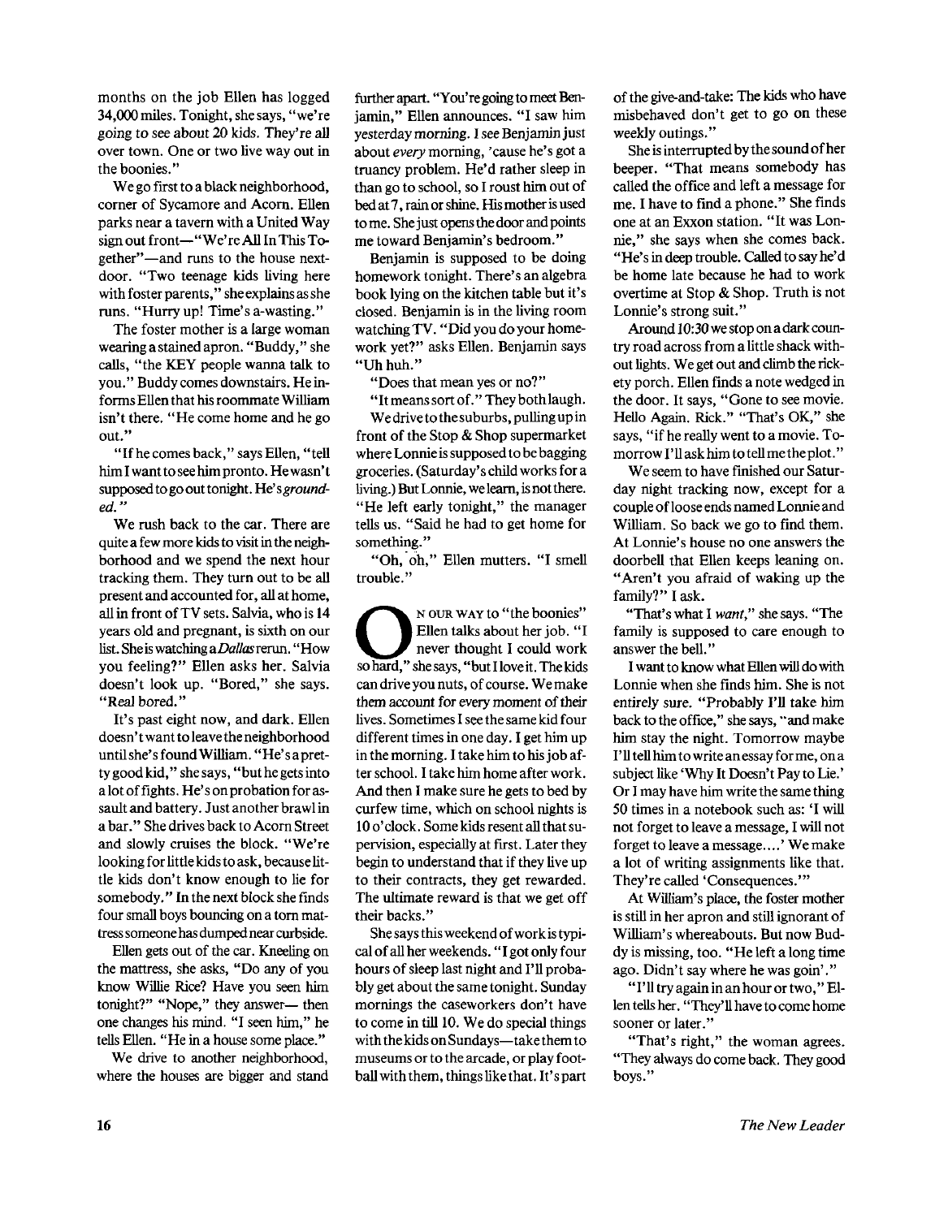months on the job Ellen has logged 34,000 miles. Tonight, she says, "we're going to see about 20 kids. They're all over town. One or two live way out in the boonies."

We go first to a black neighborhood, corner of Sycamore and Acorn. Ellen parks near a tavern with a United Way sign out front—"We're All In This Together"—and runs to the house next-door. "Two teenage kids living here with foster parents," she explains as she runs. "Hurry up! Time's a-wasting."

The foster mother is a large woman wearing a stained apron. "Buddy," she calls, "the KEY people wanna talk to you." Buddy comes downstairs. He informs Ellen that his roommate William isn't there. "He come home and he go out."

"If he comes back," says Ellen, "tell him I want to see him pronto. He wasn't supposed to go out tonight. He's *grounded.*"

We rush back to the car. There are quite a few more kids to visit in the neighborhood and we spend the next hour tracking them. They turn out to be all present and accounted for, all at home, all in front of TV sets. Salvia, who is 14 years old and pregnant, is sixth on our list. She is watching a *Dallas* rerun. "How you feeling?" Ellen asks her. Salvia doesn't look up. "Bored," she says. "Real bored."

It's past eight now, and dark. Ellen doesn't want to leave the neighborhood until she's found William. "He's a pretty good kid," she says, "but he gets into a lot of fights. He's on probation for assault and battery. Just another brawl in a bar." She drives back to Acorn Street and slowly cruises the block. "We're looking for little kids to ask, because little kids don't know enough to lie for somebody." In the next block she finds four small boys bouncing on a torn mattress someone has dumped near curbside.

Ellen gets out of the car. Kneeling on the mattress, she asks, "Do any of you know Willie Rice? Have you seen him tonight?" "Nope," they answer— then one changes his mind. "I seen him," he tells Ellen. "He in a house some place."

We drive to another neighborhood, where the houses are bigger and stand further apart. "You're going to meet Benjamin," Ellen announces. "I saw him yesterday morning. I see Benjamin just about *every* morning, 'cause he's got a truancy problem. He'd rather sleep in than go to school, so I roust him out of bed at 7, rain or shine. His mother is used to me. She just opens the door and points me toward Benjamin's bedroom."

Benjamin is supposed to be doing homework tonight. There's an algebra book lying on the kitchen table but it's closed. Benjamin is in the living room watching TV. "Did you do your homework yet?" asks Ellen. Benjamin says "Uh huh."

"Does that mean yes or no?"

"It means sort of." They both laugh.

We drive to the suburbs, pulling up in front of the Stop & Shop supermarket where Lonnie is supposed to be bagging groceries. (Saturday's child works for a living.) But Lonnie, we learn, is not there. "He left early tonight," the manager tells us. "Said he had to get home for something."

"Oh, oh," Ellen mutters. "I smell trouble."

On our way to "the boonies" Ellen talks about her job. "I never thought I could work so hard," she says, "but I love it. The kids can drive you nuts, of course. We make them account for every moment of their lives. Sometimes I see the same kid four different times in one day. I get him up in the morning. I take him to his job after school. I take him home after work. And then I make sure he gets to bed by curfew time, which on school nights is 10 o'clock. Some kids resent all that supervision, especially at first. Later they begin to understand that if they live up to their contracts, they get rewarded. The ultimate reward is that we get off their backs."

She says this weekend of work is typical of all her weekends. "I got only four hours of sleep last night and I'll probably get about the same tonight. Sunday mornings the caseworkers don't have to come in till 10. We do special things with the kids on Sundays—take them to museums or to the arcade, or play football with them, things like that. It's part of the give-and-take: The kids who have misbehaved don't get to go on these weekly outings."

She is interrupted by the sound of her beeper. "That means somebody has called the office and left a message for me. I have to find a phone." She finds one at an Exxon station. "It was Lonnie," she says when she comes back. "He's in deep trouble. Called to say he'd be home late because he had to work overtime at Stop & Shop. Truth is not Lonnie's strong suit."

Around 10:30 we stop on a dark country road across from a little shack without lights. We get out and climb the rickety porch. Ellen finds a note wedged in the door. It says, "Gone to see movie. Hello Again. Rick." "That's OK," she says, "if he really went to a movie. Tomorrow I'll ask him to tell me the plot."

We seem to have finished our Saturday night tracking now, except for a couple of loose ends named Lonnie and William. So back we go to find them. At Lonnie's house no one answers the doorbell that Ellen keeps leaning on. "Aren't you afraid of waking up the family?" I ask.

"That's what I *want*," she says. "The family is supposed to care enough to answer the bell."

I want to know what Ellen will do with Lonnie when she finds him. She is not entirely sure. "Probably I'll take him back to the office," she says, "and make him stay the night. Tomorrow maybe I'll tell him to write an essay for me, on a subject like 'Why It Doesn't Pay to Lie.' Or I may have him write the same thing 50 times in a notebook such as: 'I will not forget to leave a message, I will not forget to leave a message....' We make a lot of writing assignments like that. They're called 'Consequences.'"

At William's place, the foster mother is still in her apron and still ignorant of William's whereabouts. But now Buddy is missing, too. "He left a long time ago. Didn't say where he was goin'."

"I'll try again in an hour or two," Ellen tells her. "They'll have to come home sooner or later."

"That's right," the woman agrees. "They always do come back. They good boys."